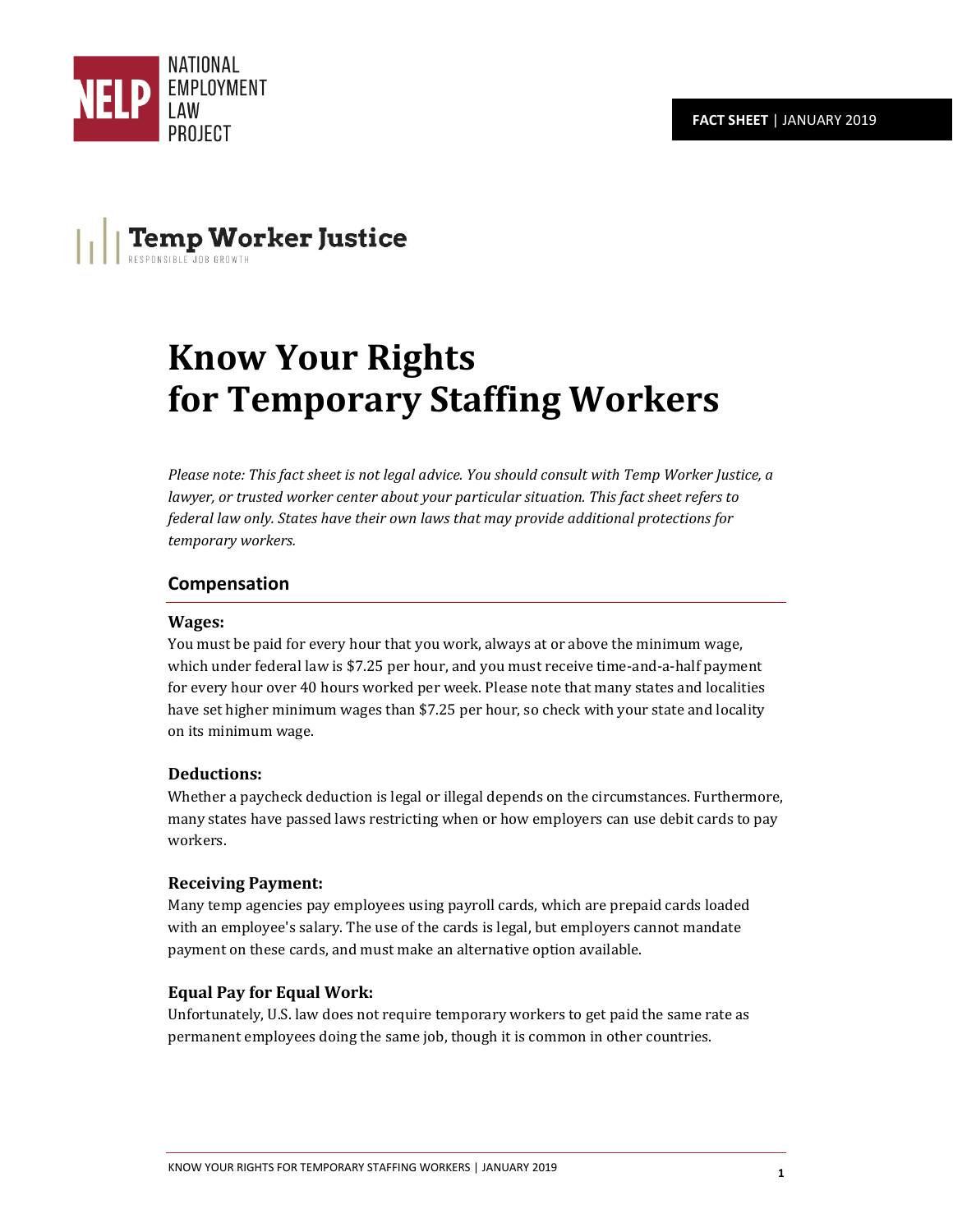NATIONAL EMPLOYMENT LAW PROJECT

**FACT SHEET** | JANUARY 2019

Temp Worker Justice
RESPONSIBLE JOB GROWTH

# Know Your Rights for Temporary Staffing Workers

*Please note: This fact sheet is not legal advice. You should consult with Temp Worker Justice, a lawyer, or trusted worker center about your particular situation. This fact sheet refers to federal law only. States have their own laws that may provide additional protections for temporary workers.*

## Compensation

### Wages:

You must be paid for every hour that you work, always at or above the minimum wage, which under federal law is $7.25 per hour, and you must receive time-and-a-half payment for every hour over 40 hours worked per week. Please note that many states and localities have set higher minimum wages than $7.25 per hour, so check with your state and locality on its minimum wage.

### Deductions:

Whether a paycheck deduction is legal or illegal depends on the circumstances. Furthermore, many states have passed laws restricting when or how employers can use debit cards to pay workers.

### Receiving Payment:

Many temp agencies pay employees using payroll cards, which are prepaid cards loaded with an employee's salary. The use of the cards is legal, but employers cannot mandate payment on these cards, and must make an alternative option available.

### Equal Pay for Equal Work:

Unfortunately, U.S. law does not require temporary workers to get paid the same rate as permanent employees doing the same job, though it is common in other countries.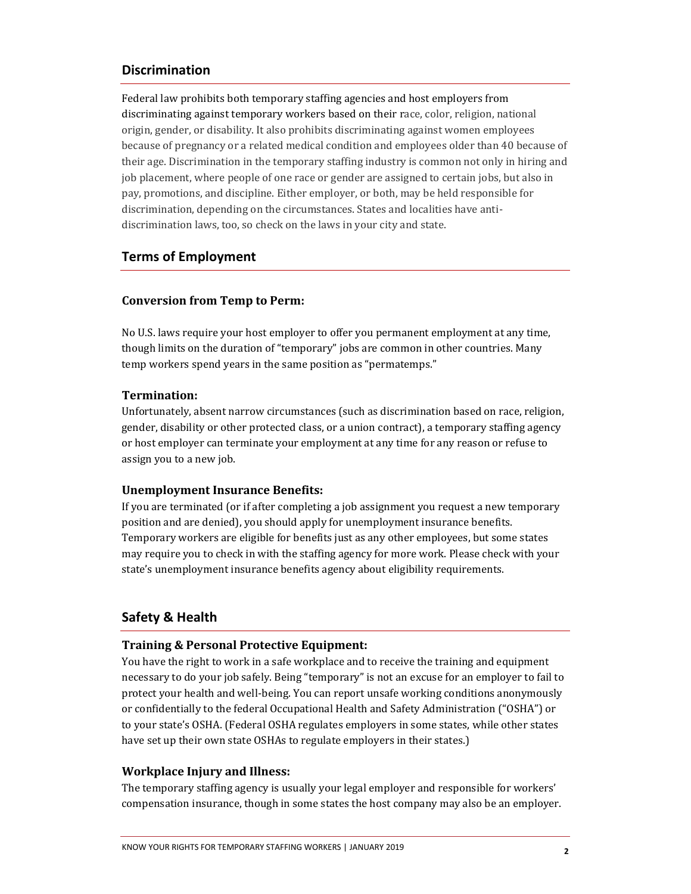## Discrimination

Federal law prohibits both temporary staffing agencies and host employers from discriminating against temporary workers based on their race, color, religion, national origin, gender, or disability. It also prohibits discriminating against women employees because of pregnancy or a related medical condition and employees older than 40 because of their age. Discrimination in the temporary staffing industry is common not only in hiring and job placement, where people of one race or gender are assigned to certain jobs, but also in pay, promotions, and discipline. Either employer, or both, may be held responsible for discrimination, depending on the circumstances. States and localities have anti-discrimination laws, too, so check on the laws in your city and state.

## Terms of Employment

### Conversion from Temp to Perm:

No U.S. laws require your host employer to offer you permanent employment at any time, though limits on the duration of "temporary" jobs are common in other countries. Many temp workers spend years in the same position as "permatemps."

### Termination:

Unfortunately, absent narrow circumstances (such as discrimination based on race, religion, gender, disability or other protected class, or a union contract), a temporary staffing agency or host employer can terminate your employment at any time for any reason or refuse to assign you to a new job.

### Unemployment Insurance Benefits:

If you are terminated (or if after completing a job assignment you request a new temporary position and are denied), you should apply for unemployment insurance benefits. Temporary workers are eligible for benefits just as any other employees, but some states may require you to check in with the staffing agency for more work. Please check with your state's unemployment insurance benefits agency about eligibility requirements.

## Safety & Health

### Training & Personal Protective Equipment:

You have the right to work in a safe workplace and to receive the training and equipment necessary to do your job safely. Being "temporary" is not an excuse for an employer to fail to protect your health and well-being. You can report unsafe working conditions anonymously or confidentially to the federal Occupational Health and Safety Administration ("OSHA") or to your state's OSHA. (Federal OSHA regulates employers in some states, while other states have set up their own state OSHAs to regulate employers in their states.)

### Workplace Injury and Illness:

The temporary staffing agency is usually your legal employer and responsible for workers' compensation insurance, though in some states the host company may also be an employer.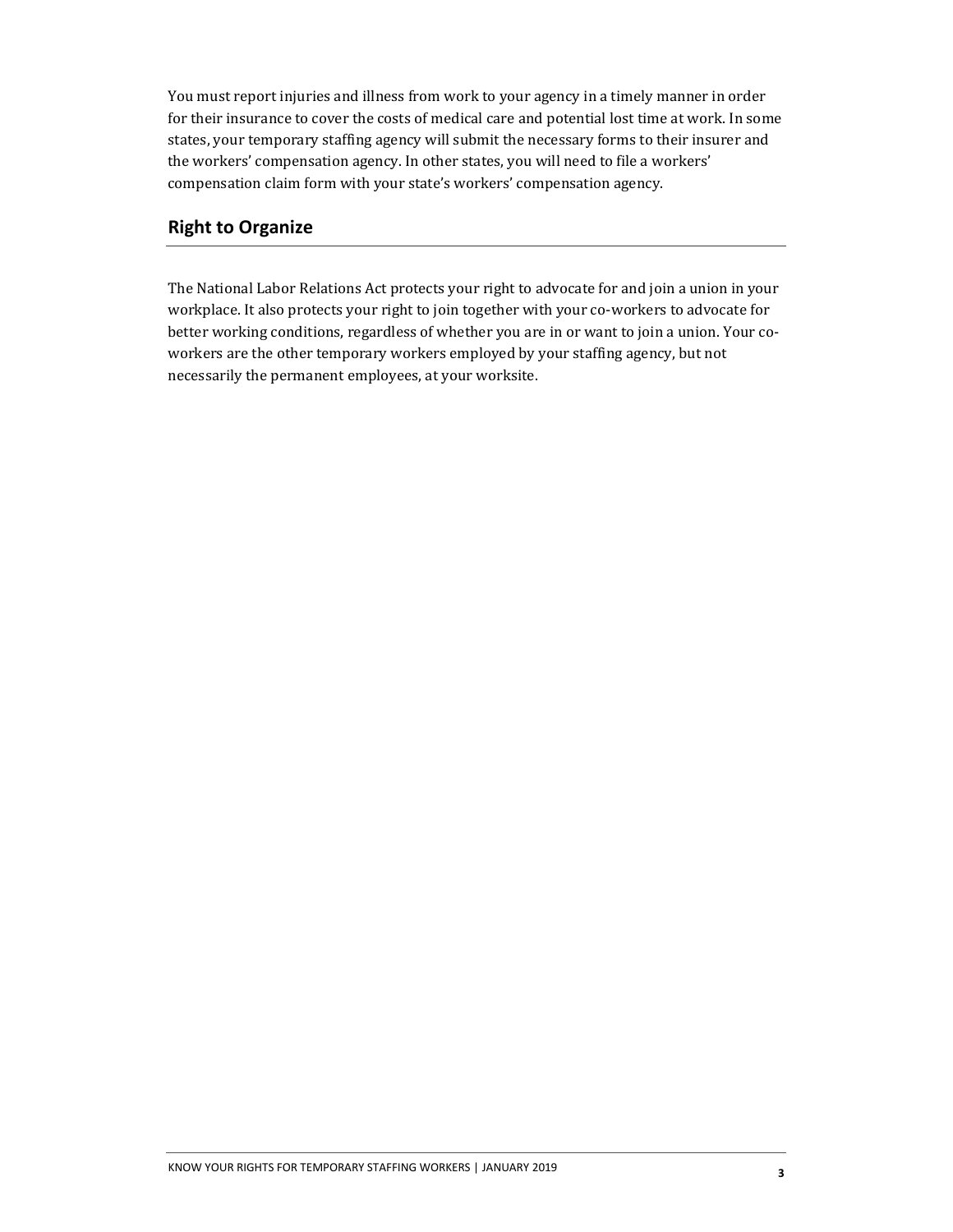You must report injuries and illness from work to your agency in a timely manner in order for their insurance to cover the costs of medical care and potential lost time at work. In some states, your temporary staffing agency will submit the necessary forms to their insurer and the workers' compensation agency. In other states, you will need to file a workers' compensation claim form with your state's workers' compensation agency.

## Right to Organize

The National Labor Relations Act protects your right to advocate for and join a union in your workplace. It also protects your right to join together with your co-workers to advocate for better working conditions, regardless of whether you are in or want to join a union. Your co-workers are the other temporary workers employed by your staffing agency, but not necessarily the permanent employees, at your worksite.